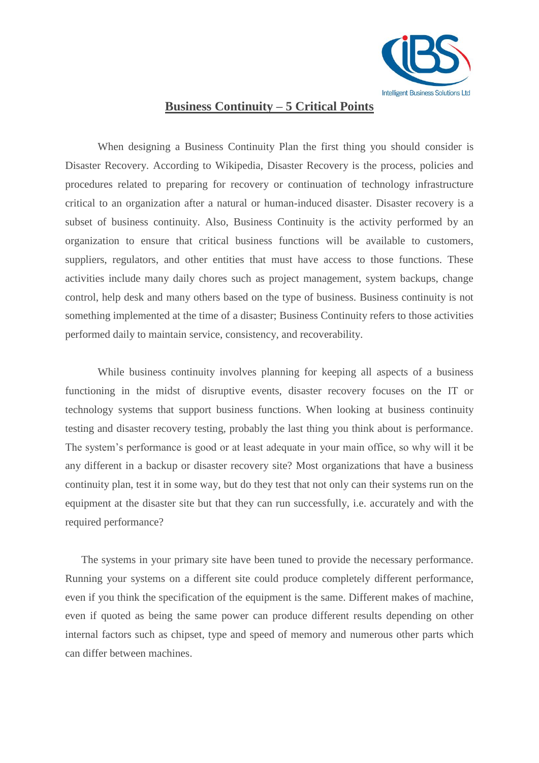# Business Continuity – 5 Critical Points

When designing a Business Continuity Plan the first thing you should consider is Disaster Recovery. According to Wikipedia, Disaster Recovery is the process, policies and procedures related to preparing for recovery or continuation of technology infrastructure critical to an organization after a natural or human-induced disaster. Disaster recovery is a subset of business continuity. Also, Business Continuity is the activity performed by an organization to ensure that critical business functions will be available to customers, suppliers, regulators, and other entities that must have access to those functions. These activities include many daily chores such as project management, system backups, change control, help desk and many others based on the type of business. Business continuity is not something implemented at the time of a disaster; Business Continuity refers to those activities performed daily to maintain service, consistency, and recoverability.

While business continuity involves planning for keeping all aspects of a business functioning in the midst of disruptive events, disaster recovery focuses on the IT or technology systems that support business functions. When looking at business continuity testing and disaster recovery testing, probably the last thing you think about is performance. The system's performance is good or at least adequate in your main office, so why will it be any different in a backup or disaster recovery site? Most organizations that have a business continuity plan, test it in some way, but do they test that not only can their systems run on the equipment at the disaster site but that they can run successfully, i.e. accurately and with the required performance?

The systems in your primary site have been tuned to provide the necessary performance. Running your systems on a different site could produce completely different performance, even if you think the specification of the equipment is the same. Different makes of machine, even if quoted as being the same power can produce different results depending on other internal factors such as chipset, type and speed of memory and numerous other parts which can differ between machines.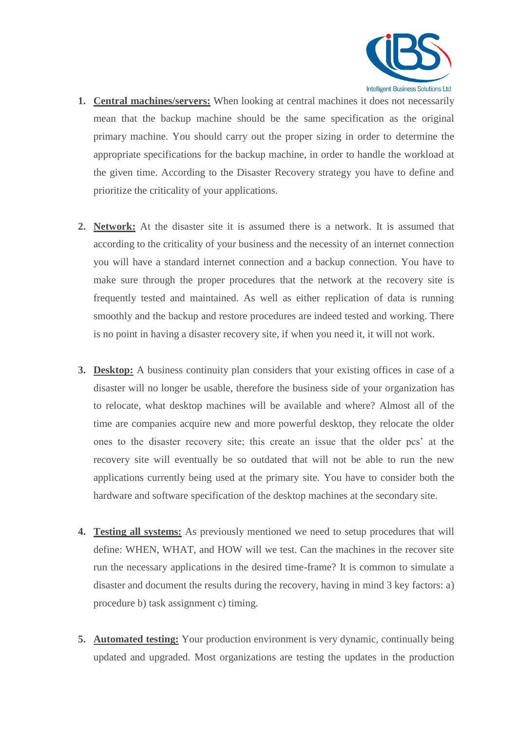1. **Central machines/servers:** When looking at central machines it does not necessarily mean that the backup machine should be the same specification as the original primary machine. You should carry out the proper sizing in order to determine the appropriate specifications for the backup machine, in order to handle the workload at the given time. According to the Disaster Recovery strategy you have to define and prioritize the criticality of your applications.

2. **Network:** At the disaster site it is assumed there is a network. It is assumed that according to the criticality of your business and the necessity of an internet connection you will have a standard internet connection and a backup connection. You have to make sure through the proper procedures that the network at the recovery site is frequently tested and maintained. As well as either replication of data is running smoothly and the backup and restore procedures are indeed tested and working. There is no point in having a disaster recovery site, if when you need it, it will not work.

3. **Desktop:** A business continuity plan considers that your existing offices in case of a disaster will no longer be usable, therefore the business side of your organization has to relocate, what desktop machines will be available and where? Almost all of the time are companies acquire new and more powerful desktop, they relocate the older ones to the disaster recovery site; this create an issue that the older pcs' at the recovery site will eventually be so outdated that will not be able to run the new applications currently being used at the primary site. You have to consider both the hardware and software specification of the desktop machines at the secondary site.

4. **Testing all systems:** As previously mentioned we need to setup procedures that will define: WHEN, WHAT, and HOW will we test. Can the machines in the recover site run the necessary applications in the desired time-frame? It is common to simulate a disaster and document the results during the recovery, having in mind 3 key factors: a) procedure b) task assignment c) timing.

5. **Automated testing:** Your production environment is very dynamic, continually being updated and upgraded. Most organizations are testing the updates in the production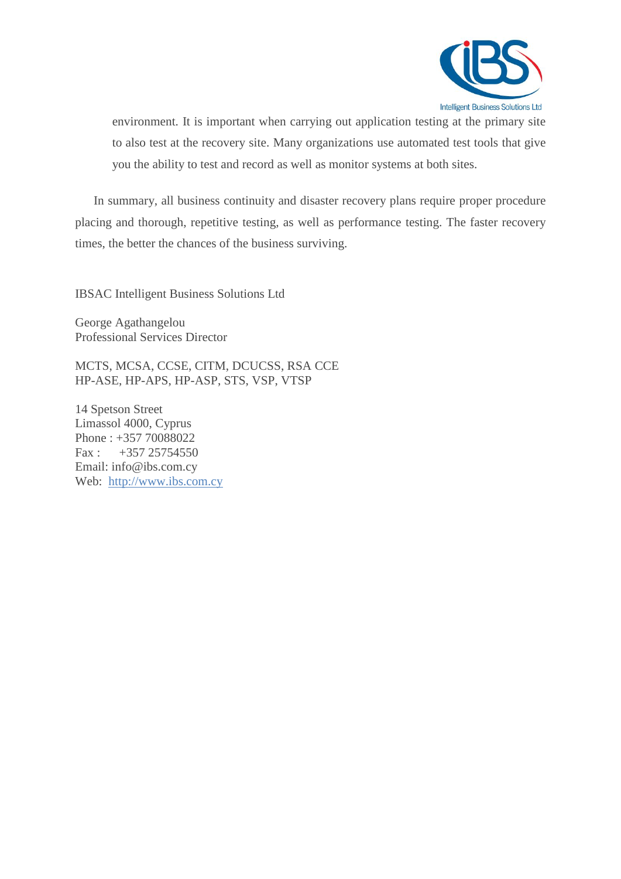environment. It is important when carrying out application testing at the primary site to also test at the recovery site. Many organizations use automated test tools that give you the ability to test and record as well as monitor systems at both sites.

In summary, all business continuity and disaster recovery plans require proper procedure placing and thorough, repetitive testing, as well as performance testing. The faster recovery times, the better the chances of the business surviving.

IBSAC Intelligent Business Solutions Ltd

George Agathangelou
Professional Services Director

MCTS, MCSA, CCSE, CITM, DCUCSS, RSA CCE
HP-ASE, HP-APS, HP-ASP, STS, VSP, VTSP

14 Spetson Street
Limassol 4000, Cyprus
Phone : +357 70088022
Fax : +357 25754550
Email: info@ibs.com.cy
Web: [http://www.ibs.com.cy](http://www.ibs.com.cy)